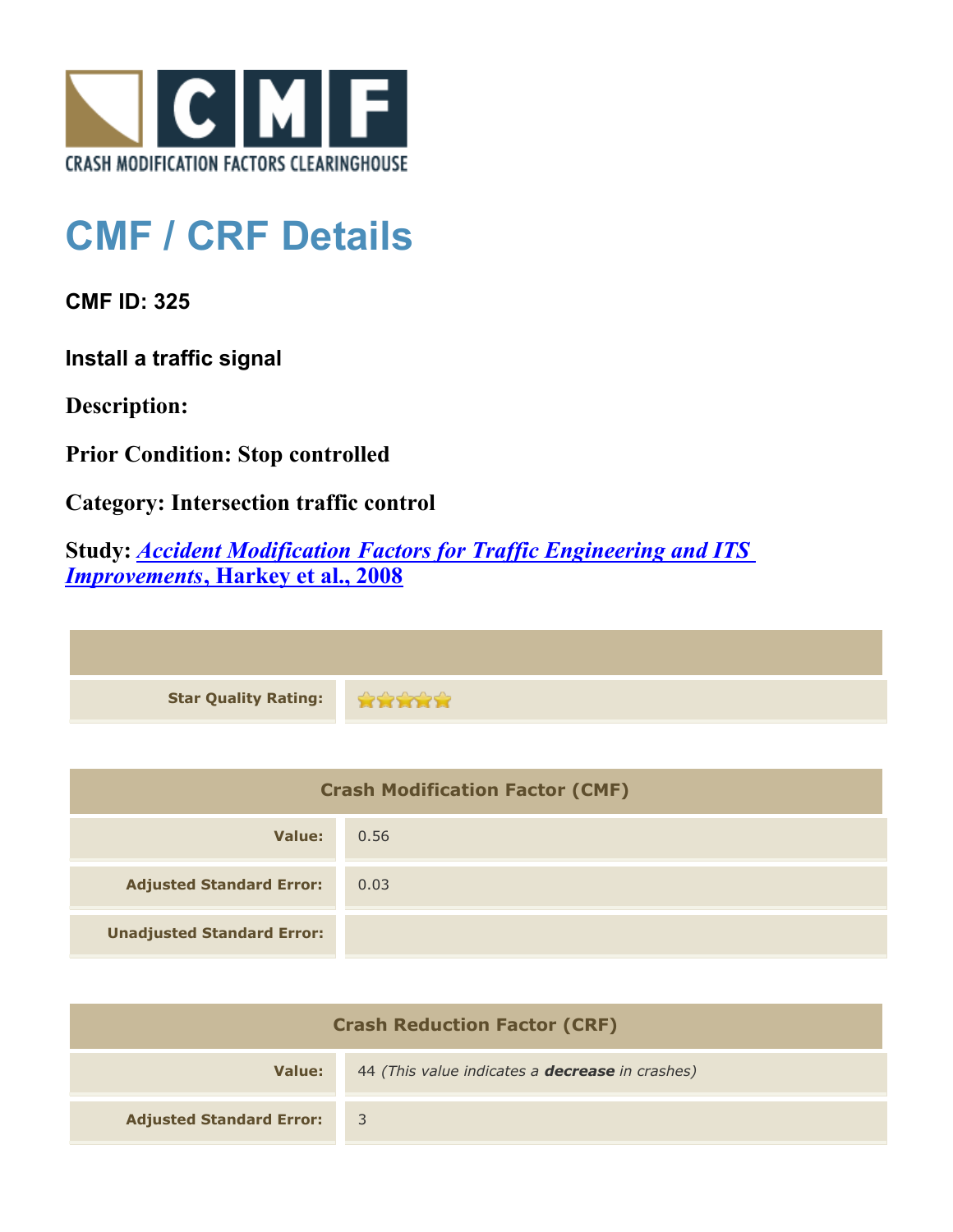CRASH MODIFICATION FACTORS CLEARINGHOUSE

# CMF / CRF Details

### CMF ID: 325

### Install a traffic signal

### Description:

### Prior Condition: Stop controlled

### Category: Intersection traffic control

### Study: *Accident Modification Factors for Traffic Engineering and ITS Improvements*, Harkey et al., 2008

| | |
|---|---|
| **Star Quality Rating:** | ★★★★★ |

| Crash Modification Factor (CMF) | |
|---|---|
| **Value:** | 0.56 |
| **Adjusted Standard Error:** | 0.03 |
| **Unadjusted Standard Error:** | |

| Crash Reduction Factor (CRF) | |
|---|---|
| **Value:** | 44 *(This value indicates a **decrease** in crashes)* |
| **Adjusted Standard Error:** | 3 |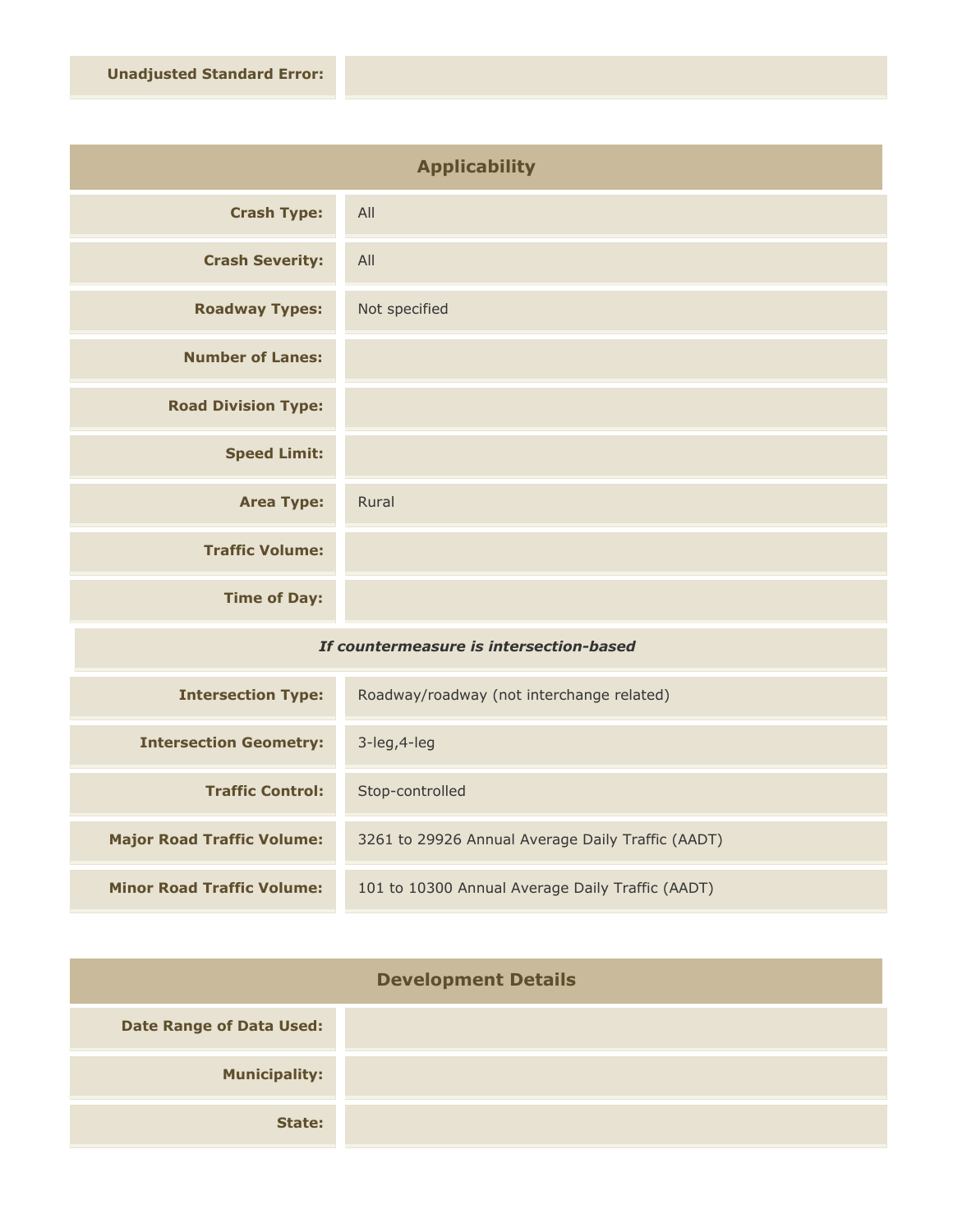| | |
|---|---|
| **Unadjusted Standard Error:** | |

## Applicability

| | |
|---|---|
| **Crash Type:** | All |
| **Crash Severity:** | All |
| **Roadway Types:** | Not specified |
| **Number of Lanes:** | |
| **Road Division Type:** | |
| **Speed Limit:** | |
| **Area Type:** | Rural |
| **Traffic Volume:** | |
| **Time of Day:** | |
| ***If countermeasure is intersection-based*** | |
| **Intersection Type:** | Roadway/roadway (not interchange related) |
| **Intersection Geometry:** | 3-leg,4-leg |
| **Traffic Control:** | Stop-controlled |
| **Major Road Traffic Volume:** | 3261 to 29926 Annual Average Daily Traffic (AADT) |
| **Minor Road Traffic Volume:** | 101 to 10300 Annual Average Daily Traffic (AADT) |

## Development Details

| | |
|---|---|
| **Date Range of Data Used:** | |
| **Municipality:** | |
| **State:** | |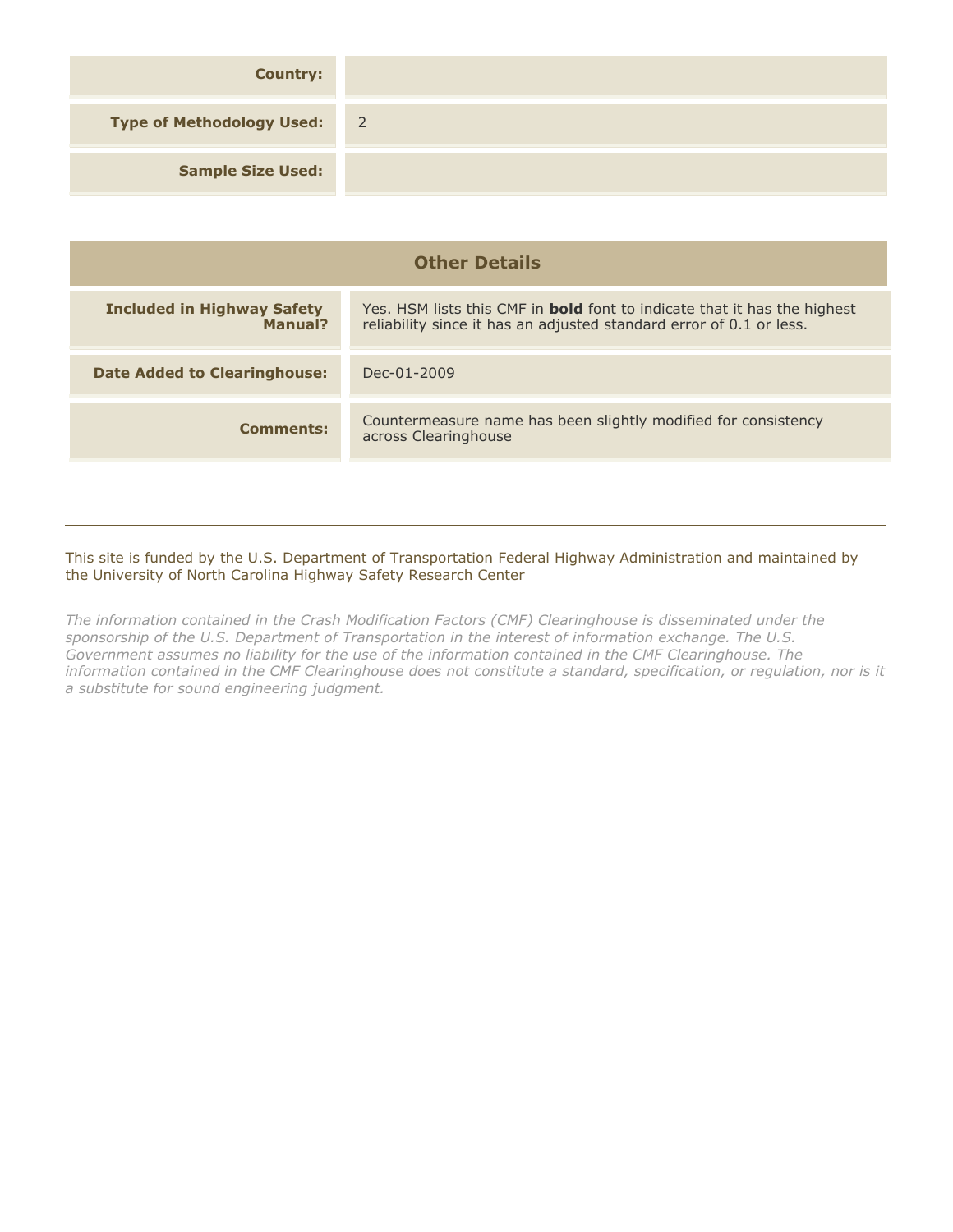| | |
|---|---|
| **Country:** | |
| **Type of Methodology Used:** | 2 |
| **Sample Size Used:** | |

## Other Details

| | |
|---|---|
| **Included in Highway Safety Manual?** | Yes. HSM lists this CMF in **bold** font to indicate that it has the highest reliability since it has an adjusted standard error of 0.1 or less. |
| **Date Added to Clearinghouse:** | Dec-01-2009 |
| **Comments:** | Countermeasure name has been slightly modified for consistency across Clearinghouse |

---

This site is funded by the U.S. Department of Transportation Federal Highway Administration and maintained by the University of North Carolina Highway Safety Research Center

*The information contained in the Crash Modification Factors (CMF) Clearinghouse is disseminated under the sponsorship of the U.S. Department of Transportation in the interest of information exchange. The U.S. Government assumes no liability for the use of the information contained in the CMF Clearinghouse. The information contained in the CMF Clearinghouse does not constitute a standard, specification, or regulation, nor is it a substitute for sound engineering judgment.*